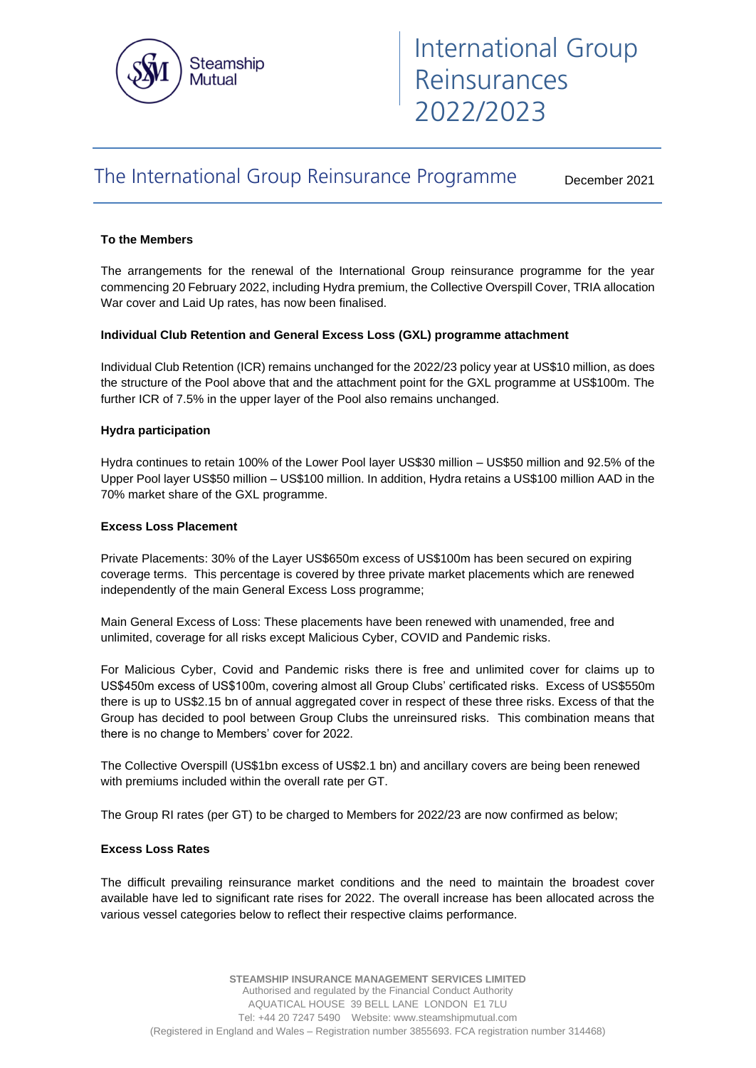Steamship Mutual

# International Group Reinsurances 2022/2023

## The International Group Reinsurance Programme

December 2021

**To the Members**

The arrangements for the renewal of the International Group reinsurance programme for the year commencing 20 February 2022, including Hydra premium, the Collective Overspill Cover, TRIA allocation War cover and Laid Up rates, has now been finalised.

**Individual Club Retention and General Excess Loss (GXL) programme attachment**

Individual Club Retention (ICR) remains unchanged for the 2022/23 policy year at US$10 million, as does the structure of the Pool above that and the attachment point for the GXL programme at US$100m. The further ICR of 7.5% in the upper layer of the Pool also remains unchanged.

**Hydra participation**

Hydra continues to retain 100% of the Lower Pool layer US$30 million – US$50 million and 92.5% of the Upper Pool layer US$50 million – US$100 million. In addition, Hydra retains a US$100 million AAD in the 70% market share of the GXL programme.

**Excess Loss Placement**

Private Placements: 30% of the Layer US$650m excess of US$100m has been secured on expiring coverage terms. This percentage is covered by three private market placements which are renewed independently of the main General Excess Loss programme;

Main General Excess of Loss: These placements have been renewed with unamended, free and unlimited, coverage for all risks except Malicious Cyber, COVID and Pandemic risks.

For Malicious Cyber, Covid and Pandemic risks there is free and unlimited cover for claims up to US$450m excess of US$100m, covering almost all Group Clubs' certificated risks. Excess of US$550m there is up to US$2.15 bn of annual aggregated cover in respect of these three risks. Excess of that the Group has decided to pool between Group Clubs the unreinsured risks. This combination means that there is no change to Members' cover for 2022.

The Collective Overspill (US$1bn excess of US$2.1 bn) and ancillary covers are being been renewed with premiums included within the overall rate per GT.

The Group RI rates (per GT) to be charged to Members for 2022/23 are now confirmed as below;

**Excess Loss Rates**

The difficult prevailing reinsurance market conditions and the need to maintain the broadest cover available have led to significant rate rises for 2022. The overall increase has been allocated across the various vessel categories below to reflect their respective claims performance.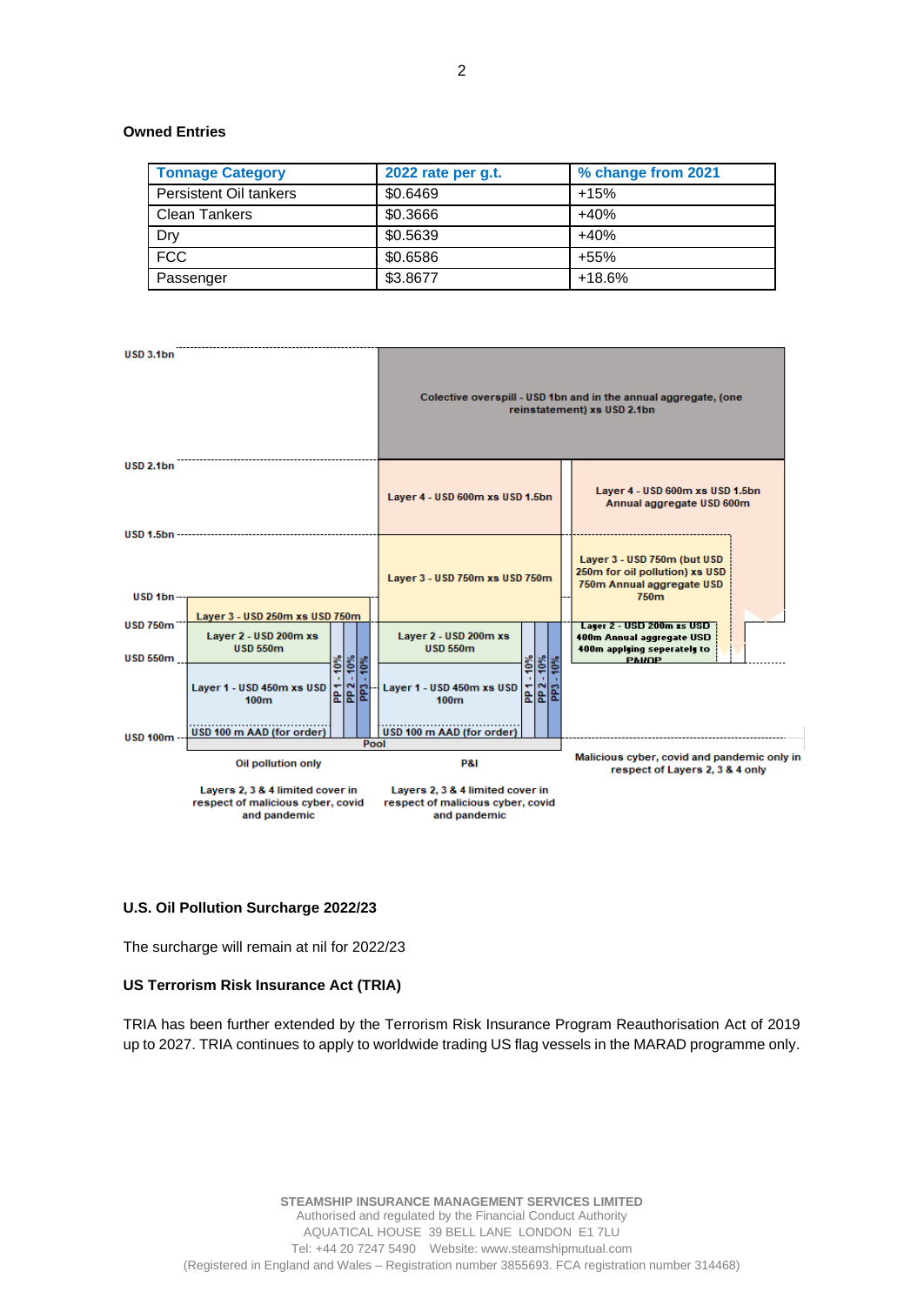**Owned Entries**

| Tonnage Category | 2022 rate per g.t. | % change from 2021 |
|---|---|---|
| Persistent Oil tankers | $0.6469 | +15% |
| Clean Tankers | $0.3666 | +40% |
| Dry | $0.5639 | +40% |
| FCC | $0.6586 | +55% |
| Passenger | $3.8677 | +18.6% |

USD 3.1bn

Colective overspill - USD 1bn and in the annual aggregate, (one reinstatement) xs USD 2.1bn

USD 2.1bn

Layer 4 - USD 600m xs USD 1.5bn

Layer 4 - USD 600m xs USD 1.5bn Annual aggregate USD 600m

USD 1.5bn

Layer 3 - USD 750m xs USD 750m

Layer 3 - USD 750m (but USD 250m for oil pollution) xs USD 750m Annual aggregate USD 750m

USD 1bn

Layer 3 - USD 250m xs USD 750m

USD 750m

Layer 2 - USD 200m xs USD 550m

Layer 2 - USD 200m xs USD 550m

Layer 2 - USD 200m xs USD 400m Annual aggregate USD 400m applying seperately to P&I/OP

USD 550m

Layer 1 - USD 450m xs USD 100m

Layer 1 - USD 450m xs USD 100m

PP 1 - 10% PP 2 - 10% PP3 - 10%

PP 1 - 10% PP 2 - 10% PP3 - 10%

USD 100 m AAD (for order)

USD 100 m AAD (for order)

USD 100m

Pool

Oil pollution only

P&I

Malicious cyber, covid and pandemic only in respect of Layers 2, 3 & 4 only

Layers 2, 3 & 4 limited cover in respect of malicious cyber, covid and pandemic

Layers 2, 3 & 4 limited cover in respect of malicious cyber, covid and pandemic

**U.S. Oil Pollution Surcharge 2022/23**

The surcharge will remain at nil for 2022/23

**US Terrorism Risk Insurance Act (TRIA)**

TRIA has been further extended by the Terrorism Risk Insurance Program Reauthorisation Act of 2019 up to 2027. TRIA continues to apply to worldwide trading US flag vessels in the MARAD programme only.

STEAMSHIP INSURANCE MANAGEMENT SERVICES LIMITED
Authorised and regulated by the Financial Conduct Authority
AQUATICAL HOUSE 39 BELL LANE LONDON E1 7LU
Tel: +44 20 7247 5490 Website: www.steamshipmutual.com
(Registered in England and Wales – Registration number 3855693. FCA registration number 314468)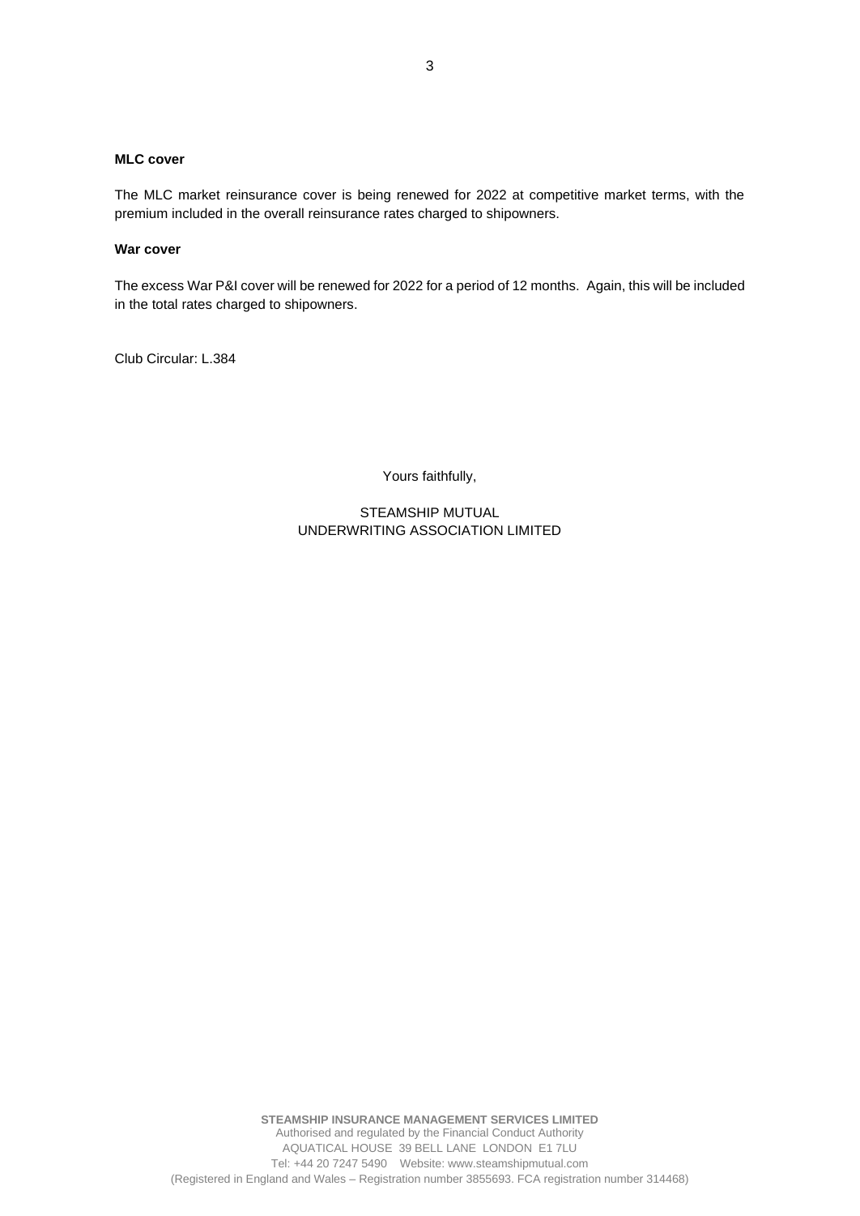**MLC cover**

The MLC market reinsurance cover is being renewed for 2022 at competitive market terms, with the premium included in the overall reinsurance rates charged to shipowners.

**War cover**

The excess War P&I cover will be renewed for 2022 for a period of 12 months. Again, this will be included in the total rates charged to shipowners.

Club Circular: L.384

Yours faithfully,

STEAMSHIP MUTUAL
UNDERWRITING ASSOCIATION LIMITED

**STEAMSHIP INSURANCE MANAGEMENT SERVICES LIMITED**
Authorised and regulated by the Financial Conduct Authority
AQUATICAL HOUSE 39 BELL LANE LONDON E1 7LU
Tel: +44 20 7247 5490 Website: www.steamshipmutual.com
(Registered in England and Wales – Registration number 3855693. FCA registration number 314468)